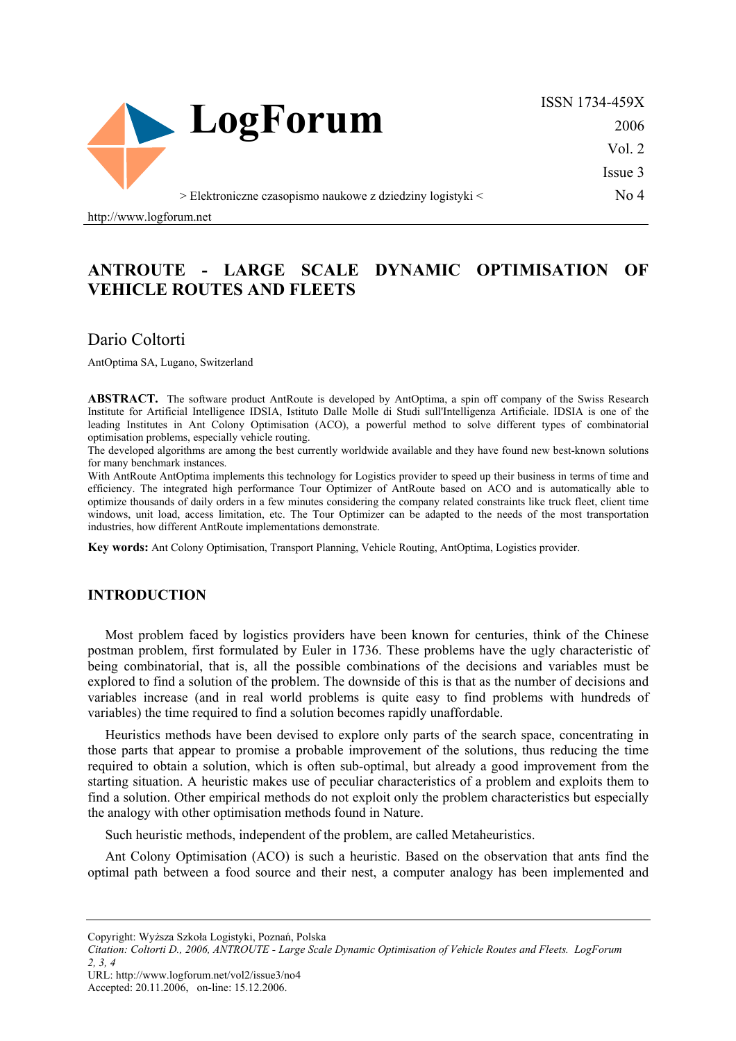# ANTROUTE - LARGE SCALE DYNAMIC OPTIMISATION OF VEHICLE ROUTES AND FLEETS

Dario Coltorti

AntOptima SA, Lugano, Switzerland

**ABSTRACT.** The software product AntRoute is developed by AntOptima, a spin off company of the Swiss Research Institute for Artificial Intelligence IDSIA, Istituto Dalle Molle di Studi sull'Intelligenza Artificiale. IDSIA is one of the leading Institutes in Ant Colony Optimisation (ACO), a powerful method to solve different types of combinatorial optimisation problems, especially vehicle routing.

The developed algorithms are among the best currently worldwide available and they have found new best-known solutions for many benchmark instances.

With AntRoute AntOptima implements this technology for Logistics provider to speed up their business in terms of time and efficiency. The integrated high performance Tour Optimizer of AntRoute based on ACO and is automatically able to optimize thousands of daily orders in a few minutes considering the company related constraints like truck fleet, client time windows, unit load, access limitation, etc. The Tour Optimizer can be adapted to the needs of the most transportation industries, how different AntRoute implementations demonstrate.

**Key words:** Ant Colony Optimisation, Transport Planning, Vehicle Routing, AntOptima, Logistics provider.

## INTRODUCTION

Most problem faced by logistics providers have been known for centuries, think of the Chinese postman problem, first formulated by Euler in 1736. These problems have the ugly characteristic of being combinatorial, that is, all the possible combinations of the decisions and variables must be explored to find a solution of the problem. The downside of this is that as the number of decisions and variables increase (and in real world problems is quite easy to find problems with hundreds of variables) the time required to find a solution becomes rapidly unaffordable.

Heuristics methods have been devised to explore only parts of the search space, concentrating in those parts that appear to promise a probable improvement of the solutions, thus reducing the time required to obtain a solution, which is often sub-optimal, but already a good improvement from the starting situation. A heuristic makes use of peculiar characteristics of a problem and exploits them to find a solution. Other empirical methods do not exploit only the problem characteristics but especially the analogy with other optimisation methods found in Nature.

Such heuristic methods, independent of the problem, are called Metaheuristics.

Ant Colony Optimisation (ACO) is such a heuristic. Based on the observation that ants find the optimal path between a food source and their nest, a computer analogy has been implemented and

Copyright: Wyższa Szkoła Logistyki, Poznań, Polska

*Citation: Coltorti D., 2006, ANTROUTE - Large Scale Dynamic Optimisation of Vehicle Routes and Fleets. LogForum 2, 3, 4*

URL: http://www.logforum.net/vol2/issue3/no4

Accepted: 20.11.2006, on-line: 15.12.2006.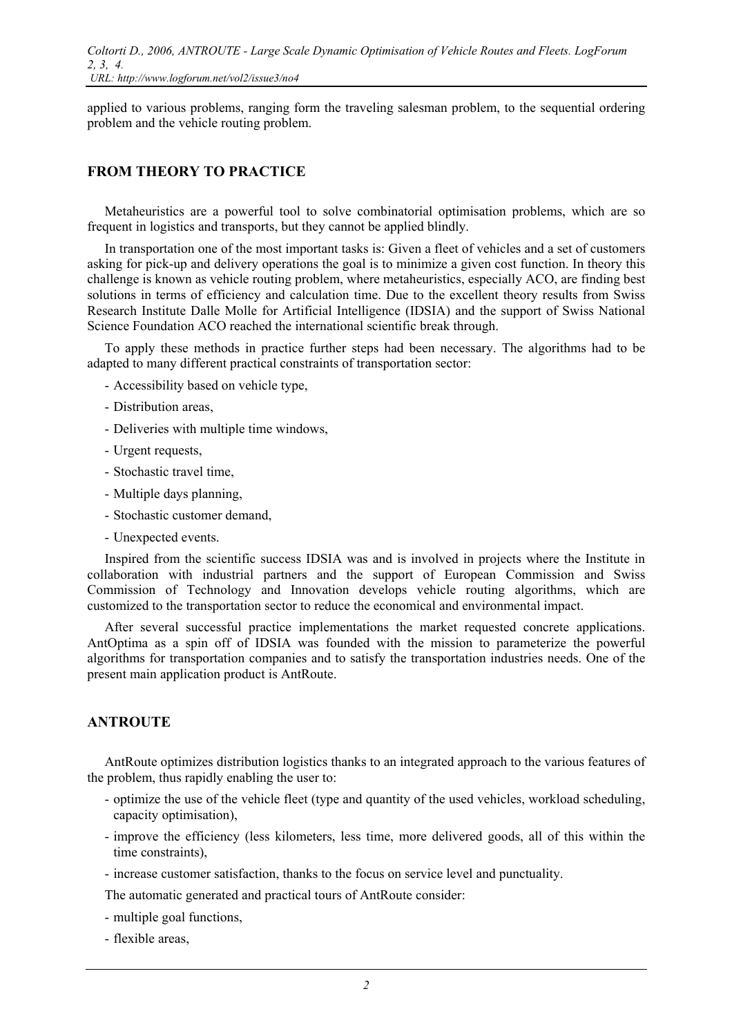applied to various problems, ranging form the traveling salesman problem, to the sequential ordering problem and the vehicle routing problem.

## FROM THEORY TO PRACTICE

Metaheuristics are a powerful tool to solve combinatorial optimisation problems, which are so frequent in logistics and transports, but they cannot be applied blindly.

In transportation one of the most important tasks is: Given a fleet of vehicles and a set of customers asking for pick-up and delivery operations the goal is to minimize a given cost function. In theory this challenge is known as vehicle routing problem, where metaheuristics, especially ACO, are finding best solutions in terms of efficiency and calculation time. Due to the excellent theory results from Swiss Research Institute Dalle Molle for Artificial Intelligence (IDSIA) and the support of Swiss National Science Foundation ACO reached the international scientific break through.

To apply these methods in practice further steps had been necessary. The algorithms had to be adapted to many different practical constraints of transportation sector:

- Accessibility based on vehicle type,
- Distribution areas,
- Deliveries with multiple time windows,
- Urgent requests,
- Stochastic travel time,
- Multiple days planning,
- Stochastic customer demand,
- Unexpected events.

Inspired from the scientific success IDSIA was and is involved in projects where the Institute in collaboration with industrial partners and the support of European Commission and Swiss Commission of Technology and Innovation develops vehicle routing algorithms, which are customized to the transportation sector to reduce the economical and environmental impact.

After several successful practice implementations the market requested concrete applications. AntOptima as a spin off of IDSIA was founded with the mission to parameterize the powerful algorithms for transportation companies and to satisfy the transportation industries needs. One of the present main application product is AntRoute.

## ANTROUTE

AntRoute optimizes distribution logistics thanks to an integrated approach to the various features of the problem, thus rapidly enabling the user to:

- optimize the use of the vehicle fleet (type and quantity of the used vehicles, workload scheduling, capacity optimisation),
- improve the efficiency (less kilometers, less time, more delivered goods, all of this within the time constraints),
- increase customer satisfaction, thanks to the focus on service level and punctuality.

The automatic generated and practical tours of AntRoute consider:

- multiple goal functions,
- flexible areas,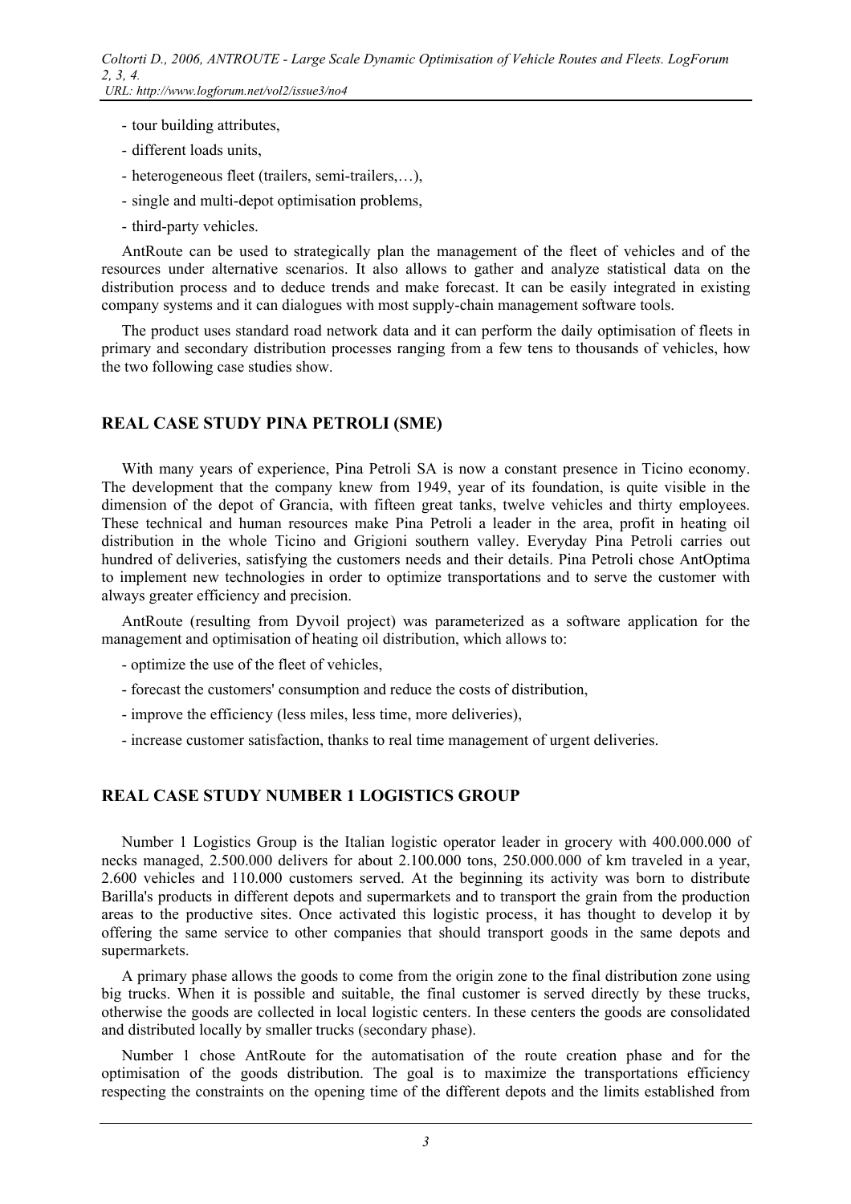- tour building attributes,
- different loads units,
- heterogeneous fleet (trailers, semi-trailers,…),
- single and multi-depot optimisation problems,
- third-party vehicles.

AntRoute can be used to strategically plan the management of the fleet of vehicles and of the resources under alternative scenarios. It also allows to gather and analyze statistical data on the distribution process and to deduce trends and make forecast. It can be easily integrated in existing company systems and it can dialogues with most supply-chain management software tools.

The product uses standard road network data and it can perform the daily optimisation of fleets in primary and secondary distribution processes ranging from a few tens to thousands of vehicles, how the two following case studies show.

## REAL CASE STUDY PINA PETROLI (SME)

With many years of experience, Pina Petroli SA is now a constant presence in Ticino economy. The development that the company knew from 1949, year of its foundation, is quite visible in the dimension of the depot of Grancia, with fifteen great tanks, twelve vehicles and thirty employees. These technical and human resources make Pina Petroli a leader in the area, profit in heating oil distribution in the whole Ticino and Grigioni southern valley. Everyday Pina Petroli carries out hundred of deliveries, satisfying the customers needs and their details. Pina Petroli chose AntOptima to implement new technologies in order to optimize transportations and to serve the customer with always greater efficiency and precision.

AntRoute (resulting from Dyvoil project) was parameterized as a software application for the management and optimisation of heating oil distribution, which allows to:

- optimize the use of the fleet of vehicles,
- forecast the customers' consumption and reduce the costs of distribution,
- improve the efficiency (less miles, less time, more deliveries),
- increase customer satisfaction, thanks to real time management of urgent deliveries.

## REAL CASE STUDY NUMBER 1 LOGISTICS GROUP

Number 1 Logistics Group is the Italian logistic operator leader in grocery with 400.000.000 of necks managed, 2.500.000 delivers for about 2.100.000 tons, 250.000.000 of km traveled in a year, 2.600 vehicles and 110.000 customers served. At the beginning its activity was born to distribute Barilla's products in different depots and supermarkets and to transport the grain from the production areas to the productive sites. Once activated this logistic process, it has thought to develop it by offering the same service to other companies that should transport goods in the same depots and supermarkets.

A primary phase allows the goods to come from the origin zone to the final distribution zone using big trucks. When it is possible and suitable, the final customer is served directly by these trucks, otherwise the goods are collected in local logistic centers. In these centers the goods are consolidated and distributed locally by smaller trucks (secondary phase).

Number 1 chose AntRoute for the automatisation of the route creation phase and for the optimisation of the goods distribution. The goal is to maximize the transportations efficiency respecting the constraints on the opening time of the different depots and the limits established from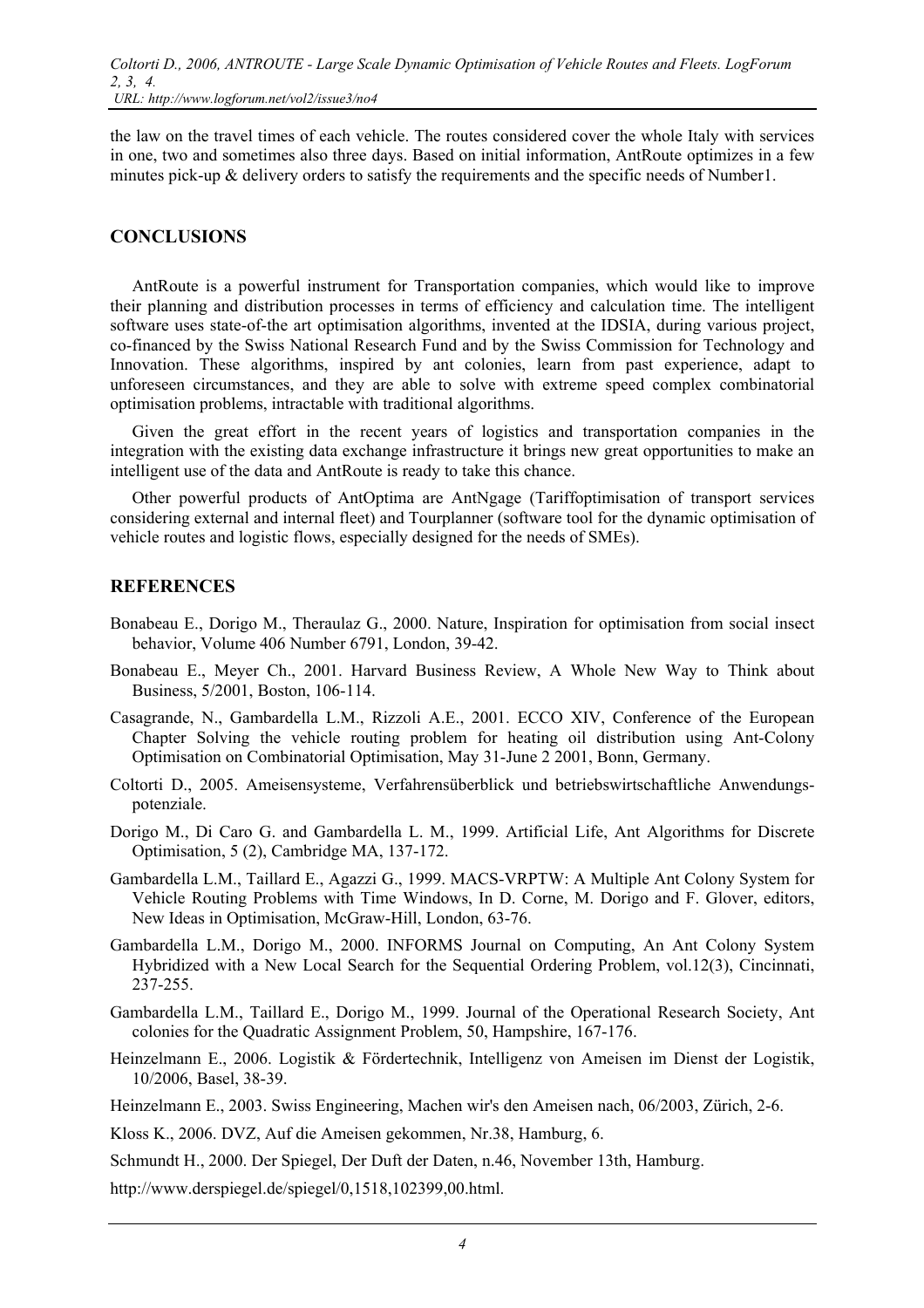the law on the travel times of each vehicle. The routes considered cover the whole Italy with services in one, two and sometimes also three days. Based on initial information, AntRoute optimizes in a few minutes pick-up & delivery orders to satisfy the requirements and the specific needs of Number1.

## CONCLUSIONS

AntRoute is a powerful instrument for Transportation companies, which would like to improve their planning and distribution processes in terms of efficiency and calculation time. The intelligent software uses state-of-the art optimisation algorithms, invented at the IDSIA, during various project, co-financed by the Swiss National Research Fund and by the Swiss Commission for Technology and Innovation. These algorithms, inspired by ant colonies, learn from past experience, adapt to unforeseen circumstances, and they are able to solve with extreme speed complex combinatorial optimisation problems, intractable with traditional algorithms.

Given the great effort in the recent years of logistics and transportation companies in the integration with the existing data exchange infrastructure it brings new great opportunities to make an intelligent use of the data and AntRoute is ready to take this chance.

Other powerful products of AntOptima are AntNgage (Tariffoptimisation of transport services considering external and internal fleet) and Tourplanner (software tool for the dynamic optimisation of vehicle routes and logistic flows, especially designed for the needs of SMEs).

## REFERENCES

Bonabeau E., Dorigo M., Theraulaz G., 2000. Nature, Inspiration for optimisation from social insect behavior, Volume 406 Number 6791, London, 39-42.

Bonabeau E., Meyer Ch., 2001. Harvard Business Review, A Whole New Way to Think about Business, 5/2001, Boston, 106-114.

Casagrande, N., Gambardella L.M., Rizzoli A.E., 2001. ECCO XIV, Conference of the European Chapter Solving the vehicle routing problem for heating oil distribution using Ant-Colony Optimisation on Combinatorial Optimisation, May 31-June 2 2001, Bonn, Germany.

Coltorti D., 2005. Ameisensysteme, Verfahrensüberblick und betriebswirtschaftliche Anwendungs-potenziale.

Dorigo M., Di Caro G. and Gambardella L. M., 1999. Artificial Life, Ant Algorithms for Discrete Optimisation, 5 (2), Cambridge MA, 137-172.

Gambardella L.M., Taillard E., Agazzi G., 1999. MACS-VRPTW: A Multiple Ant Colony System for Vehicle Routing Problems with Time Windows, In D. Corne, M. Dorigo and F. Glover, editors, New Ideas in Optimisation, McGraw-Hill, London, 63-76.

Gambardella L.M., Dorigo M., 2000. INFORMS Journal on Computing, An Ant Colony System Hybridized with a New Local Search for the Sequential Ordering Problem, vol.12(3), Cincinnati, 237-255.

Gambardella L.M., Taillard E., Dorigo M., 1999. Journal of the Operational Research Society, Ant colonies for the Quadratic Assignment Problem, 50, Hampshire, 167-176.

Heinzelmann E., 2006. Logistik & Fördertechnik, Intelligenz von Ameisen im Dienst der Logistik, 10/2006, Basel, 38-39.

Heinzelmann E., 2003. Swiss Engineering, Machen wir's den Ameisen nach, 06/2003, Zürich, 2-6.

Kloss K., 2006. DVZ, Auf die Ameisen gekommen, Nr.38, Hamburg, 6.

Schmundt H., 2000. Der Spiegel, Der Duft der Daten, n.46, November 13th, Hamburg.

http://www.derspiegel.de/spiegel/0,1518,102399,00.html.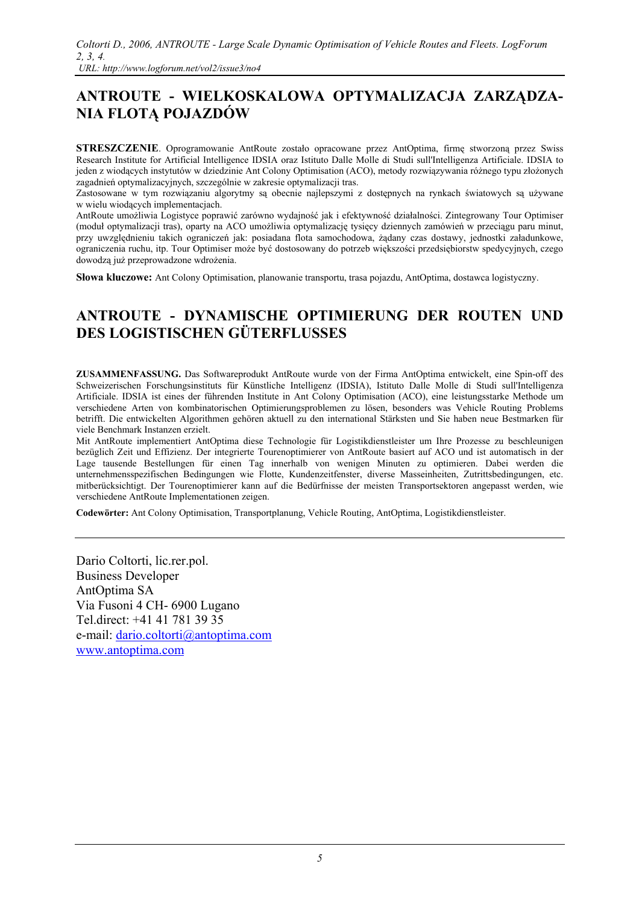# ANTROUTE - WIELKOSKALOWA OPTYMALIZACJA ZARZĄDZANIA FLOTĄ POJAZDÓW

**STRESZCZENIE**. Oprogramowanie AntRoute zostało opracowane przez AntOptima, firmę stworzoną przez Swiss Research Institute for Artificial Intelligence IDSIA oraz Istituto Dalle Molle di Studi sull'Intelligenza Artificiale. IDSIA to jeden z wiodących instytutów w dziedzinie Ant Colony Optimisation (ACO), metody rozwiązywania różnego typu złożonych zagadnień optymalizacyjnych, szczególnie w zakresie optymalizacji tras.

Zastosowane w tym rozwiązaniu algorytmy są obecnie najlepszymi z dostępnych na rynkach światowych są używane w wielu wiodących implementacjach.

AntRoute umożliwia Logistyce poprawić zarówno wydajność jak i efektywność działalności. Zintegrowany Tour Optimiser (moduł optymalizacji tras), oparty na ACO umożliwia optymalizację tysięcy dziennych zamówień w przeciągu paru minut, przy uwzględnieniu takich ograniczeń jak: posiadana flota samochodowa, żądany czas dostawy, jednostki załadunkowe, ograniczenia ruchu, itp. Tour Optimiser może być dostosowany do potrzeb większości przedsiębiorstw spedycyjnych, czego dowodzą już przeprowadzone wdrożenia.

**Słowa kluczowe:** Ant Colony Optimisation, planowanie transportu, trasa pojazdu, AntOptima, dostawca logistyczny.

# ANTROUTE - DYNAMISCHE OPTIMIERUNG DER ROUTEN UND DES LOGISTISCHEN GÜTERFLUSSES

**ZUSAMMENFASSUNG.** Das Softwareprodukt AntRoute wurde von der Firma AntOptima entwickelt, eine Spin-off des Schweizerischen Forschungsinstituts für Künstliche Intelligenz (IDSIA), Istituto Dalle Molle di Studi sull'Intelligenza Artificiale. IDSIA ist eines der führenden Institute in Ant Colony Optimisation (ACO), eine leistungsstarke Methode um verschiedene Arten von kombinatorischen Optimierungsproblemen zu lösen, besonders was Vehicle Routing Problems betrifft. Die entwickelten Algorithmen gehören aktuell zu den international Stärksten und Sie haben neue Bestmarken für viele Benchmark Instanzen erzielt.

Mit AntRoute implementiert AntOptima diese Technologie für Logistikdienstleister um Ihre Prozesse zu beschleunigen bezüglich Zeit und Effizienz. Der integrierte Tourenoptimierer von AntRoute basiert auf ACO und ist automatisch in der Lage tausende Bestellungen für einen Tag innerhalb von wenigen Minuten zu optimieren. Dabei werden die unternehmensspezifischen Bedingungen wie Flotte, Kundenzeitfenster, diverse Masseinheiten, Zutrittsbedingungen, etc. mitberücksichtigt. Der Tourenoptimierer kann auf die Bedürfnisse der meisten Transportsektoren angepasst werden, wie verschiedene AntRoute Implementationen zeigen.

**Codewörter:** Ant Colony Optimisation, Transportplanung, Vehicle Routing, AntOptima, Logistikdienstleister.

---

Dario Coltorti, lic.rer.pol.
Business Developer
AntOptima SA
Via Fusoni 4 CH- 6900 Lugano
Tel.direct: +41 41 781 39 35
e-mail: dario.coltorti@antoptima.com
www.antoptima.com